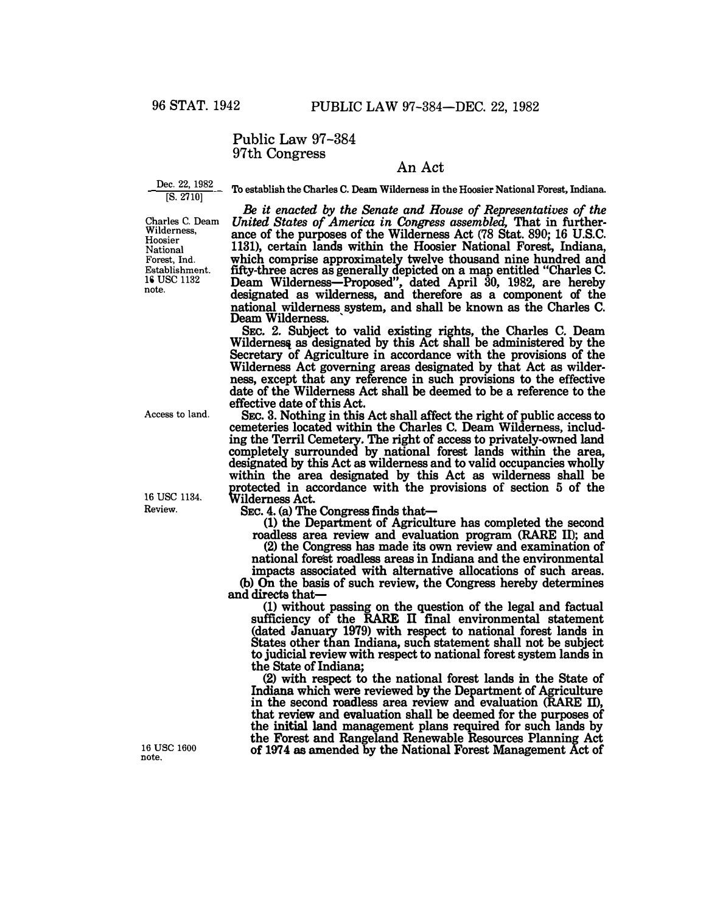# Public Law 97-384
# 97th Congress

## An Act

Dec. 22, 1982
[S. 2710]

To establish the Charles C. Deam Wilderness in the Hoosier National Forest, Indiana.

Charles C. Deam Wilderness, Hoosier National Forest, Ind. Establishment. 16 USC 1132 note.

*Be it enacted by the Senate and House of Representatives of the United States of America in Congress assembled,* That in furtherance of the purposes of the Wilderness Act (78 Stat. 890; 16 U.S.C. 1131), certain lands within the Hoosier National Forest, Indiana, which comprise approximately twelve thousand nine hundred and fifty-three acres as generally depicted on a map entitled "Charles C. Deam Wilderness—Proposed", dated April 30, 1982, are hereby designated as wilderness, and therefore as a component of the national wilderness system, and shall be known as the Charles C. Deam Wilderness.

SEC. 2. Subject to valid existing rights, the Charles C. Deam Wilderness as designated by this Act shall be administered by the Secretary of Agriculture in accordance with the provisions of the Wilderness Act governing areas designated by that Act as wilderness, except that any reference in such provisions to the effective date of the Wilderness Act shall be deemed to be a reference to the effective date of this Act.

Access to land.

SEC. 3. Nothing in this Act shall affect the right of public access to cemeteries located within the Charles C. Deam Wilderness, including the Terril Cemetery. The right of access to privately-owned land completely surrounded by national forest lands within the area, designated by this Act as wilderness and to valid occupancies wholly within the area designated by this Act as wilderness shall be protected in accordance with the provisions of section 5 of the Wilderness Act.

16 USC 1134.

Review.

SEC. 4. (a) The Congress finds that—

(1) the Department of Agriculture has completed the second roadless area review and evaluation program (RARE II); and

(2) the Congress has made its own review and examination of national forest roadless areas in Indiana and the environmental impacts associated with alternative allocations of such areas.

(b) On the basis of such review, the Congress hereby determines and directs that—

(1) without passing on the question of the legal and factual sufficiency of the RARE II final environmental statement (dated January 1979) with respect to national forest lands in States other than Indiana, such statement shall not be subject to judicial review with respect to national forest system lands in the State of Indiana;

(2) with respect to the national forest lands in the State of Indiana which were reviewed by the Department of Agriculture in the second roadless area review and evaluation (RARE II), that review and evaluation shall be deemed for the purposes of the initial land management plans required for such lands by the Forest and Rangeland Renewable Resources Planning Act of 1974 as amended by the National Forest Management Act of

16 USC 1600 note.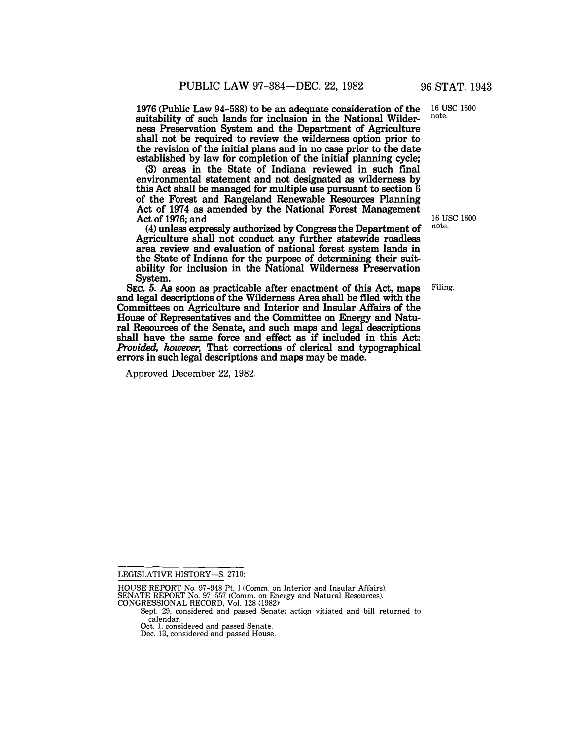1976 (Public Law 94-588) to be an adequate consideration of the suitability of such lands for inclusion in the National Wilderness Preservation System and the Department of Agriculture shall not be required to review the wilderness option prior to the revision of the initial plans and in no case prior to the date established by law for completion of the initial planning cycle;

16 USC 1600 note.

(3) areas in the State of Indiana reviewed in such final environmental statement and not designated as wilderness by this Act shall be managed for multiple use pursuant to section 6 of the Forest and Rangeland Renewable Resources Planning Act of 1974 as amended by the National Forest Management Act of 1976; and

16 USC 1600 note.

(4) unless expressly authorized by Congress the Department of Agriculture shall not conduct any further statewide roadless area review and evaluation of national forest system lands in the State of Indiana for the purpose of determining their suitability for inclusion in the National Wilderness Preservation System.

Filing.

**SEC. 5.** As soon as practicable after enactment of this Act, maps and legal descriptions of the Wilderness Area shall be filed with the Committees on Agriculture and Interior and Insular Affairs of the House of Representatives and the Committee on Energy and Natural Resources of the Senate, and such maps and legal descriptions shall have the same force and effect as if included in this Act: *Provided, however,* That corrections of clerical and typographical errors in such legal descriptions and maps may be made.

Approved December 22, 1982.

---

LEGISLATIVE HISTORY—S. 2710:

HOUSE REPORT No. 97-948 Pt. I (Comm. on Interior and Insular Affairs).
SENATE REPORT No. 97-557 (Comm. on Energy and Natural Resources).
CONGRESSIONAL RECORD, Vol. 128 (1982):
- Sept. 29, considered and passed Senate; action vitiated and bill returned to calendar.
- Oct. 1, considered and passed Senate.
- Dec. 13, considered and passed House.